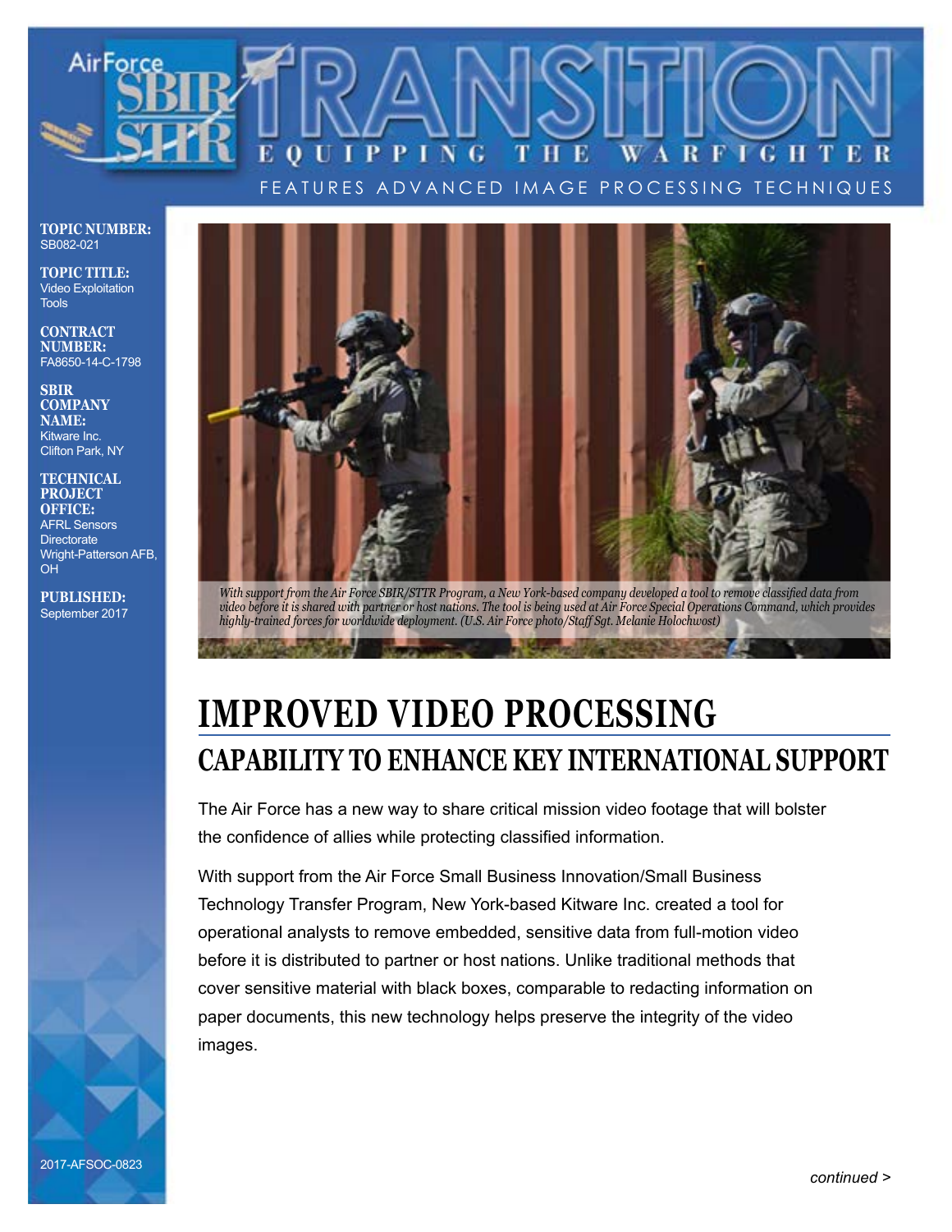# Air Force SBIR/STTR TRANSITION

EQUIPPING THE WARFIGHTER

FEATURES ADVANCED IMAGE PROCESSING TECHNIQUES

**TOPIC NUMBER:**
SB082-021

**TOPIC TITLE:**
Video Exploitation Tools

**CONTRACT NUMBER:**
FA8650-14-C-1798

**SBIR COMPANY NAME:**
Kitware Inc.
Clifton Park, NY

**TECHNICAL PROJECT OFFICE:**
AFRL Sensors Directorate
Wright-Patterson AFB, OH

**PUBLISHED:**
September 2017

*With support from the Air Force SBIR/STTR Program, a New York-based company developed a tool to remove classified data from video before it is shared with partner or host nations. The tool is being used at Air Force Special Operations Command, which provides highly-trained forces for worldwide deployment. (U.S. Air Force photo/Staff Sgt. Melanie Holochwost)*

# IMPROVED VIDEO PROCESSING

## CAPABILITY TO ENHANCE KEY INTERNATIONAL SUPPORT

The Air Force has a new way to share critical mission video footage that will bolster the confidence of allies while protecting classified information.

With support from the Air Force Small Business Innovation/Small Business Technology Transfer Program, New York-based Kitware Inc. created a tool for operational analysts to remove embedded, sensitive data from full-motion video before it is distributed to partner or host nations. Unlike traditional methods that cover sensitive material with black boxes, comparable to redacting information on paper documents, this new technology helps preserve the integrity of the video images.

2017-AFSOC-0823

*continued >*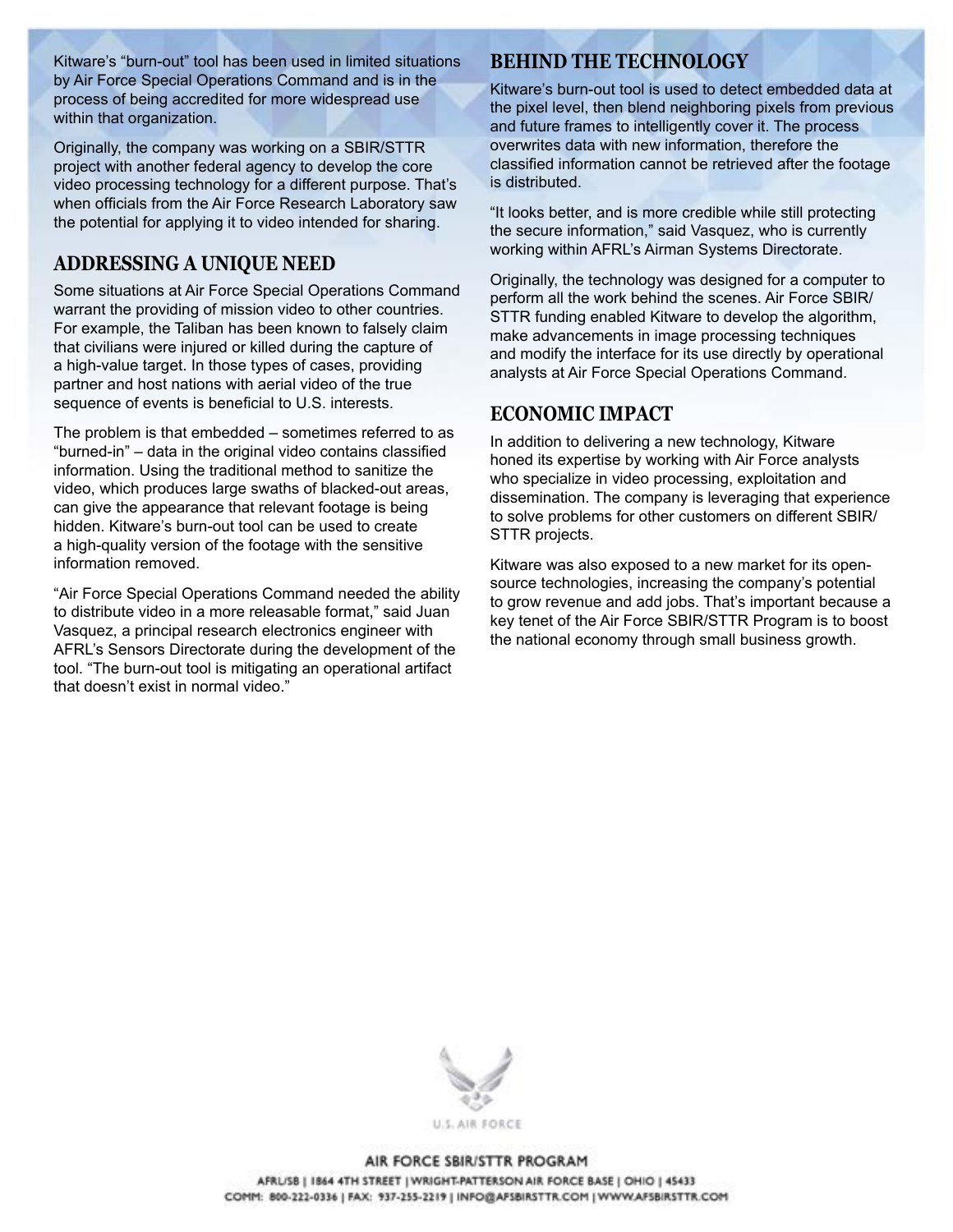Kitware's "burn-out" tool has been used in limited situations by Air Force Special Operations Command and is in the process of being accredited for more widespread use within that organization.

Originally, the company was working on a SBIR/STTR project with another federal agency to develop the core video processing technology for a different purpose. That's when officials from the Air Force Research Laboratory saw the potential for applying it to video intended for sharing.

## ADDRESSING A UNIQUE NEED

Some situations at Air Force Special Operations Command warrant the providing of mission video to other countries. For example, the Taliban has been known to falsely claim that civilians were injured or killed during the capture of a high-value target. In those types of cases, providing partner and host nations with aerial video of the true sequence of events is beneficial to U.S. interests.

The problem is that embedded – sometimes referred to as "burned-in" – data in the original video contains classified information. Using the traditional method to sanitize the video, which produces large swaths of blacked-out areas, can give the appearance that relevant footage is being hidden. Kitware's burn-out tool can be used to create a high-quality version of the footage with the sensitive information removed.

"Air Force Special Operations Command needed the ability to distribute video in a more releasable format," said Juan Vasquez, a principal research electronics engineer with AFRL's Sensors Directorate during the development of the tool. "The burn-out tool is mitigating an operational artifact that doesn't exist in normal video."

## BEHIND THE TECHNOLOGY

Kitware's burn-out tool is used to detect embedded data at the pixel level, then blend neighboring pixels from previous and future frames to intelligently cover it. The process overwrites data with new information, therefore the classified information cannot be retrieved after the footage is distributed.

"It looks better, and is more credible while still protecting the secure information," said Vasquez, who is currently working within AFRL's Airman Systems Directorate.

Originally, the technology was designed for a computer to perform all the work behind the scenes. Air Force SBIR/STTR funding enabled Kitware to develop the algorithm, make advancements in image processing techniques and modify the interface for its use directly by operational analysts at Air Force Special Operations Command.

## ECONOMIC IMPACT

In addition to delivering a new technology, Kitware honed its expertise by working with Air Force analysts who specialize in video processing, exploitation and dissemination. The company is leveraging that experience to solve problems for other customers on different SBIR/STTR projects.

Kitware was also exposed to a new market for its open-source technologies, increasing the company's potential to grow revenue and add jobs. That's important because a key tenet of the Air Force SBIR/STTR Program is to boost the national economy through small business growth.

U.S. AIR FORCE

AIR FORCE SBIR/STTR PROGRAM

AFRL/SB | 1864 4TH STREET | WRIGHT-PATTERSON AIR FORCE BASE | OHIO | 45433
COMM: 800-222-0336 | FAX: 937-255-2219 | INFO@AFSBIRSTTR.COM | WWW.AFSBIRSTTR.COM